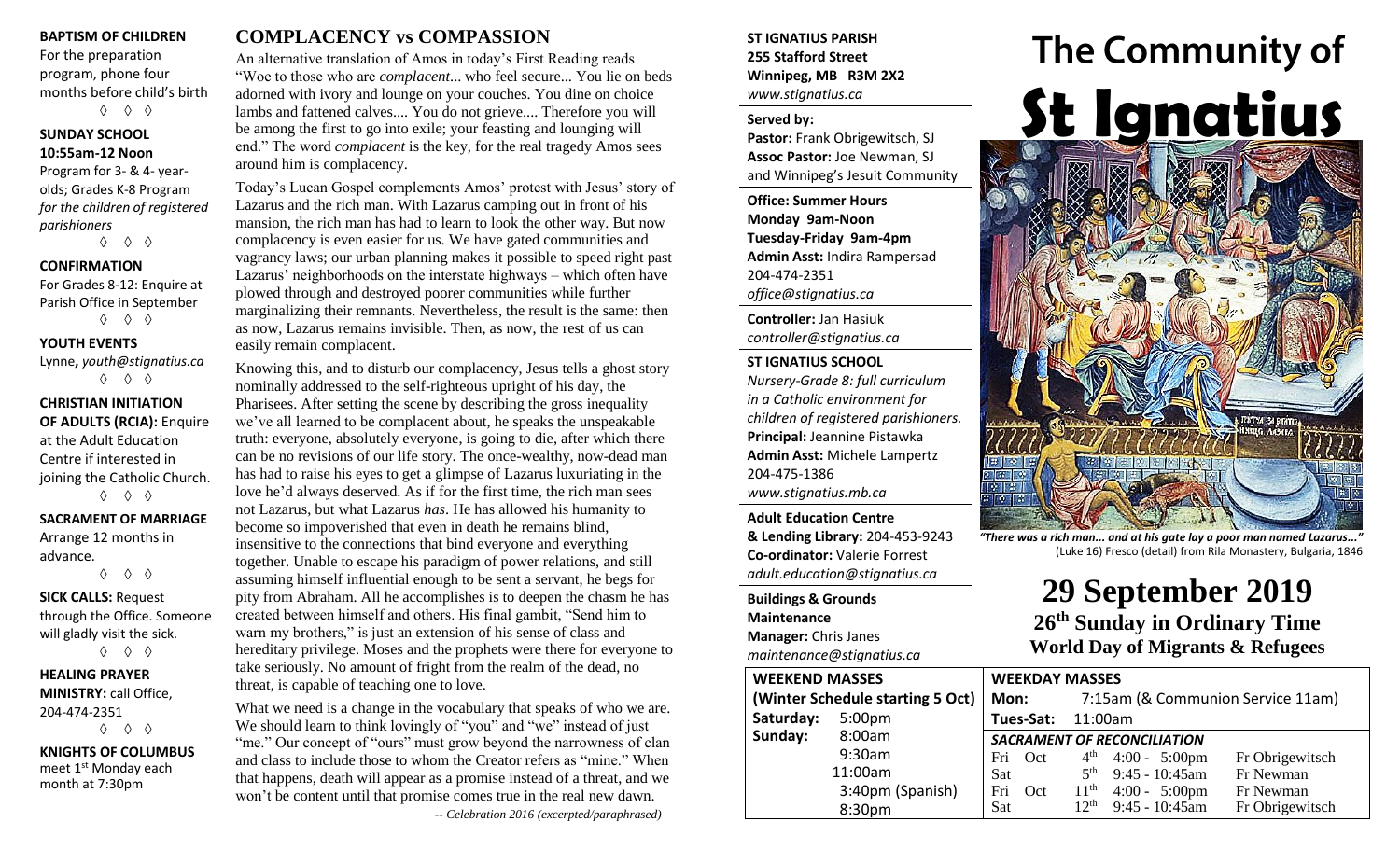**BAPTISM OF CHILDREN**
For the preparation program, phone four months before child's birth

◊ ◊ ◊

**SUNDAY SCHOOL**
**10:55am-12 Noon**
Program for 3- & 4- year-olds; Grades K-8 Program *for the children of registered parishioners*

◊ ◊ ◊

**CONFIRMATION**
For Grades 8-12: Enquire at Parish Office in September

◊ ◊ ◊

**YOUTH EVENTS**
Lynne**,** *youth@stignatius.ca*

◊ ◊ ◊

**CHRISTIAN INITIATION OF ADULTS (RCIA):** Enquire at the Adult Education Centre if interested in joining the Catholic Church.

◊ ◊ ◊

**SACRAMENT OF MARRIAGE**
Arrange 12 months in advance.

◊ ◊ ◊

**SICK CALLS:** Request through the Office. Someone will gladly visit the sick.

◊ ◊ ◊

**HEALING PRAYER MINISTRY:** call Office, 204-474-2351

◊ ◊ ◊

**KNIGHTS OF COLUMBUS**
meet 1st Monday each month at 7:30pm

## COMPLACENCY vs COMPASSION

An alternative translation of Amos in today's First Reading reads "Woe to those who are *complacent*... who feel secure... You lie on beds adorned with ivory and lounge on your couches. You dine on choice lambs and fattened calves.... You do not grieve.... Therefore you will be among the first to go into exile; your feasting and lounging will end." The word *complacent* is the key, for the real tragedy Amos sees around him is complacency.

Today's Lucan Gospel complements Amos' protest with Jesus' story of Lazarus and the rich man. With Lazarus camping out in front of his mansion, the rich man has had to learn to look the other way. But now complacency is even easier for us. We have gated communities and vagrancy laws; our urban planning makes it possible to speed right past Lazarus' neighborhoods on the interstate highways – which often have plowed through and destroyed poorer communities while further marginalizing their remnants. Nevertheless, the result is the same: then as now, Lazarus remains invisible. Then, as now, the rest of us can easily remain complacent.

Knowing this, and to disturb our complacency, Jesus tells a ghost story nominally addressed to the self-righteous upright of his day, the Pharisees. After setting the scene by describing the gross inequality we've all learned to be complacent about, he speaks the unspeakable truth: everyone, absolutely everyone, is going to die, after which there can be no revisions of our life story. The once-wealthy, now-dead man has had to raise his eyes to get a glimpse of Lazarus luxuriating in the love he'd always deserved. As if for the first time, the rich man sees not Lazarus, but what Lazarus *has*. He has allowed his humanity to become so impoverished that even in death he remains blind, insensitive to the connections that bind everyone and everything together. Unable to escape his paradigm of power relations, and still assuming himself influential enough to be sent a servant, he begs for pity from Abraham. All he accomplishes is to deepen the chasm he has created between himself and others. His final gambit, "Send him to warn my brothers," is just an extension of his sense of class and hereditary privilege. Moses and the prophets were there for everyone to take seriously. No amount of fright from the realm of the dead, no threat, is capable of teaching one to love.

What we need is a change in the vocabulary that speaks of who we are. We should learn to think lovingly of "you" and "we" instead of just "me." Our concept of "ours" must grow beyond the narrowness of clan and class to include those to whom the Creator refers as "mine." When that happens, death will appear as a promise instead of a threat, and we won't be content until that promise comes true in the real new dawn.

*-- Celebration 2016 (excerpted/paraphrased)*

**ST IGNATIUS PARISH**
**255 Stafford Street**
**Winnipeg, MB R3M 2X2**
*www.stignatius.ca*

**Served by:**
**Pastor:** Frank Obrigewitsch, SJ
**Assoc Pastor:** Joe Newman, SJ
and Winnipeg's Jesuit Community

**Office: Summer Hours**
**Monday 9am-Noon**
**Tuesday-Friday 9am-4pm**
**Admin Asst:** Indira Rampersad
204-474-2351
*office@stignatius.ca*

**Controller:** Jan Hasiuk
*controller@stignatius.ca*

**ST IGNATIUS SCHOOL**
*Nursery-Grade 8: full curriculum in a Catholic environment for children of registered parishioners.*
**Principal:** Jeannine Pistawka
**Admin Asst:** Michele Lampertz
204-475-1386
*www.stignatius.mb.ca*

**Adult Education Centre & Lending Library:** 204-453-9243
**Co-ordinator:** Valerie Forrest
*adult.education@stignatius.ca*

**Buildings & Grounds Maintenance Manager:** Chris Janes
*maintenance@stignatius.ca*

# The Community of St Ignatius

*"There was a rich man... and at his gate lay a poor man named Lazarus..."* (Luke 16) Fresco (detail) from Rila Monastery, Bulgaria, 1846

# 29 September 2019
## 26th Sunday in Ordinary Time
## World Day of Migrants & Refugees

| WEEKEND MASSES (Winter Schedule starting 5 Oct) | |
|---|---|
| Saturday: | 5:00pm |
| Sunday: | 8:00am |
| | 9:30am |
| | 11:00am |
| | 3:40pm (Spanish) |
| | 8:30pm |

**WEEKDAY MASSES**
Mon: 7:15am (& Communion Service 11am)
Tues-Sat: 11:00am

| SACRAMENT OF RECONCILIATION | | | |
|---|---|---|---|
| Fri Oct | 4th | 4:00 - 5:00pm | Fr Obrigewitsch |
| Sat | 5th | 9:45 - 10:45am | Fr Newman |
| Fri Oct | 11th | 4:00 - 5:00pm | Fr Newman |
| Sat | 12th | 9:45 - 10:45am | Fr Obrigewitsch |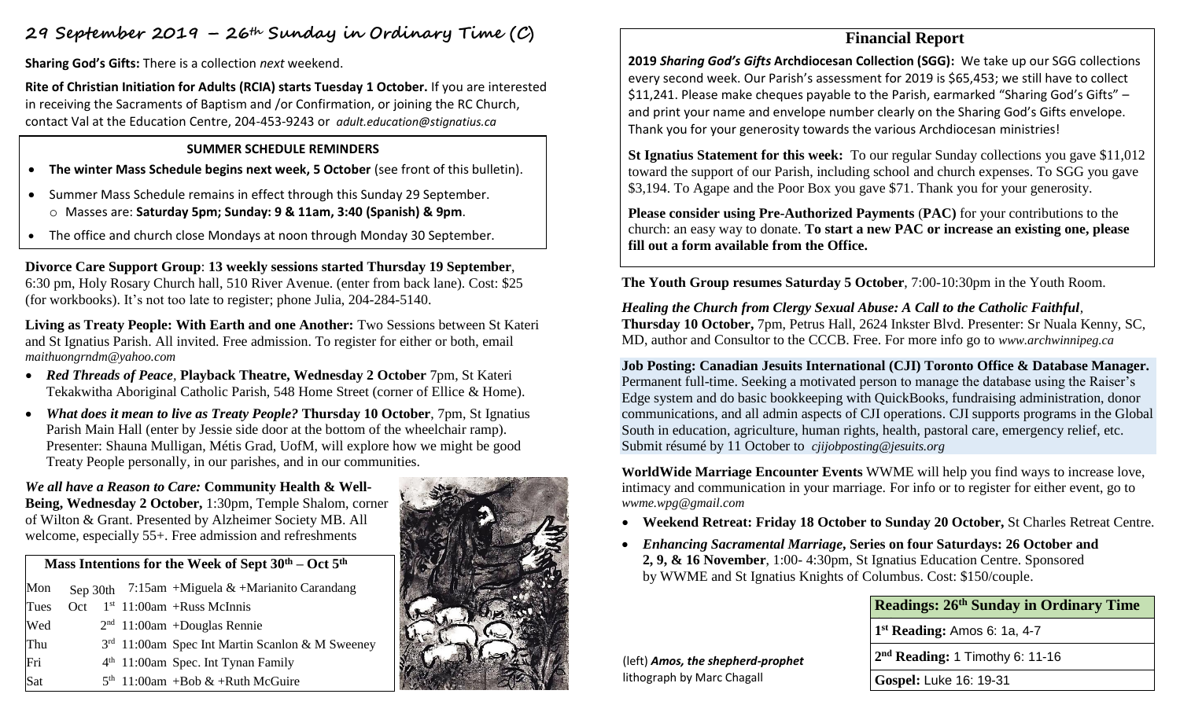# 29 September 2019 – 26th Sunday in Ordinary Time (C)

**Sharing God's Gifts:** There is a collection *next* weekend.

**Rite of Christian Initiation for Adults (RCIA) starts Tuesday 1 October.** If you are interested in receiving the Sacraments of Baptism and /or Confirmation, or joining the RC Church, contact Val at the Education Centre, 204-453-9243 or *adult.education@stignatius.ca*

**SUMMER SCHEDULE REMINDERS**

- **The winter Mass Schedule begins next week, 5 October** (see front of this bulletin).
- Summer Mass Schedule remains in effect through this Sunday 29 September.
  - Masses are: **Saturday 5pm; Sunday: 9 & 11am, 3:40 (Spanish) & 9pm**.
- The office and church close Mondays at noon through Monday 30 September.

**Divorce Care Support Group**: **13 weekly sessions started Thursday 19 September**, 6:30 pm, Holy Rosary Church hall, 510 River Avenue. (enter from back lane). Cost: $25 (for workbooks). It's not too late to register; phone Julia, 204-284-5140.

**Living as Treaty People: With Earth and one Another:** Two Sessions between St Kateri and St Ignatius Parish. All invited. Free admission. To register for either or both, email *maithuongrndm@yahoo.com*

- ***Red Threads of Peace*, Playback Theatre, Wednesday 2 October** 7pm, St Kateri Tekakwitha Aboriginal Catholic Parish, 548 Home Street (corner of Ellice & Home).
- ***What does it mean to live as Treaty People?* Thursday 10 October**, 7pm, St Ignatius Parish Main Hall (enter by Jessie side door at the bottom of the wheelchair ramp). Presenter: Shauna Mulligan, Métis Grad, UofM, will explore how we might be good Treaty People personally, in our parishes, and in our communities.

***We all have a Reason to Care:* Community Health & Well-Being, Wednesday 2 October,** 1:30pm, Temple Shalom, corner of Wilton & Grant. Presented by Alzheimer Society MB. All welcome, especially 55+. Free admission and refreshments

**Mass Intentions for the Week of Sept 30th – Oct 5th**

| | | | |
|---|---|---|---|
| Mon | Sep 30th | 7:15am | +Miguela & +Marianito Carandang |
| Tues | Oct 1st | 11:00am | +Russ McInnis |
| Wed | 2nd | 11:00am | +Douglas Rennie |
| Thu | 3rd | 11:00am | Spec Int Martin Scanlon & M Sweeney |
| Fri | 4th | 11:00am | Spec. Int Tynan Family |
| Sat | 5th | 11:00am | +Bob & +Ruth McGuire |

(left) ***Amos, the shepherd-prophet*** lithograph by Marc Chagall

## Financial Report

**2019 *Sharing God's Gifts* Archdiocesan Collection (SGG):** We take up our SGG collections every second week. Our Parish's assessment for 2019 is $65,453; we still have to collect $11,241. Please make cheques payable to the Parish, earmarked "Sharing God's Gifts" – and print your name and envelope number clearly on the Sharing God's Gifts envelope. Thank you for your generosity towards the various Archdiocesan ministries!

**St Ignatius Statement for this week:** To our regular Sunday collections you gave $11,012 toward the support of our Parish, including school and church expenses. To SGG you gave $3,194. To Agape and the Poor Box you gave $71. Thank you for your generosity.

**Please consider using Pre-Authorized Payments** (**PAC)** for your contributions to the church: an easy way to donate. **To start a new PAC or increase an existing one, please fill out a form available from the Office.**

**The Youth Group resumes Saturday 5 October**, 7:00-10:30pm in the Youth Room.

***Healing the Church from Clergy Sexual Abuse: A Call to the Catholic Faithful*, Thursday 10 October,** 7pm, Petrus Hall, 2624 Inkster Blvd. Presenter: Sr Nuala Kenny, SC, MD, author and Consultor to the CCCB. Free. For more info go to *www.archwinnipeg.ca*

**Job Posting: Canadian Jesuits International (CJI) Toronto Office & Database Manager.** Permanent full-time. Seeking a motivated person to manage the database using the Raiser's Edge system and do basic bookkeeping with QuickBooks, fundraising administration, donor communications, and all admin aspects of CJI operations. CJI supports programs in the Global South in education, agriculture, human rights, health, pastoral care, emergency relief, etc. Submit résumé by 11 October to *cjijobposting@jesuits.org*

**WorldWide Marriage Encounter Events** WWME will help you find ways to increase love, intimacy and communication in your marriage. For info or to register for either event, go to *wwme.wpg@gmail.com*

- **Weekend Retreat: Friday 18 October to Sunday 20 October,** St Charles Retreat Centre.
- ***Enhancing Sacramental Marriage*, Series on four Saturdays: 26 October and 2, 9, & 16 November**, 1:00- 4:30pm, St Ignatius Education Centre. Sponsored by WWME and St Ignatius Knights of Columbus. Cost: $150/couple.

| Readings: 26th Sunday in Ordinary Time |
|---|
| **1st Reading:** Amos 6: 1a, 4-7 |
| **2nd Reading:** 1 Timothy 6: 11-16 |
| **Gospel:** Luke 16: 19-31 |